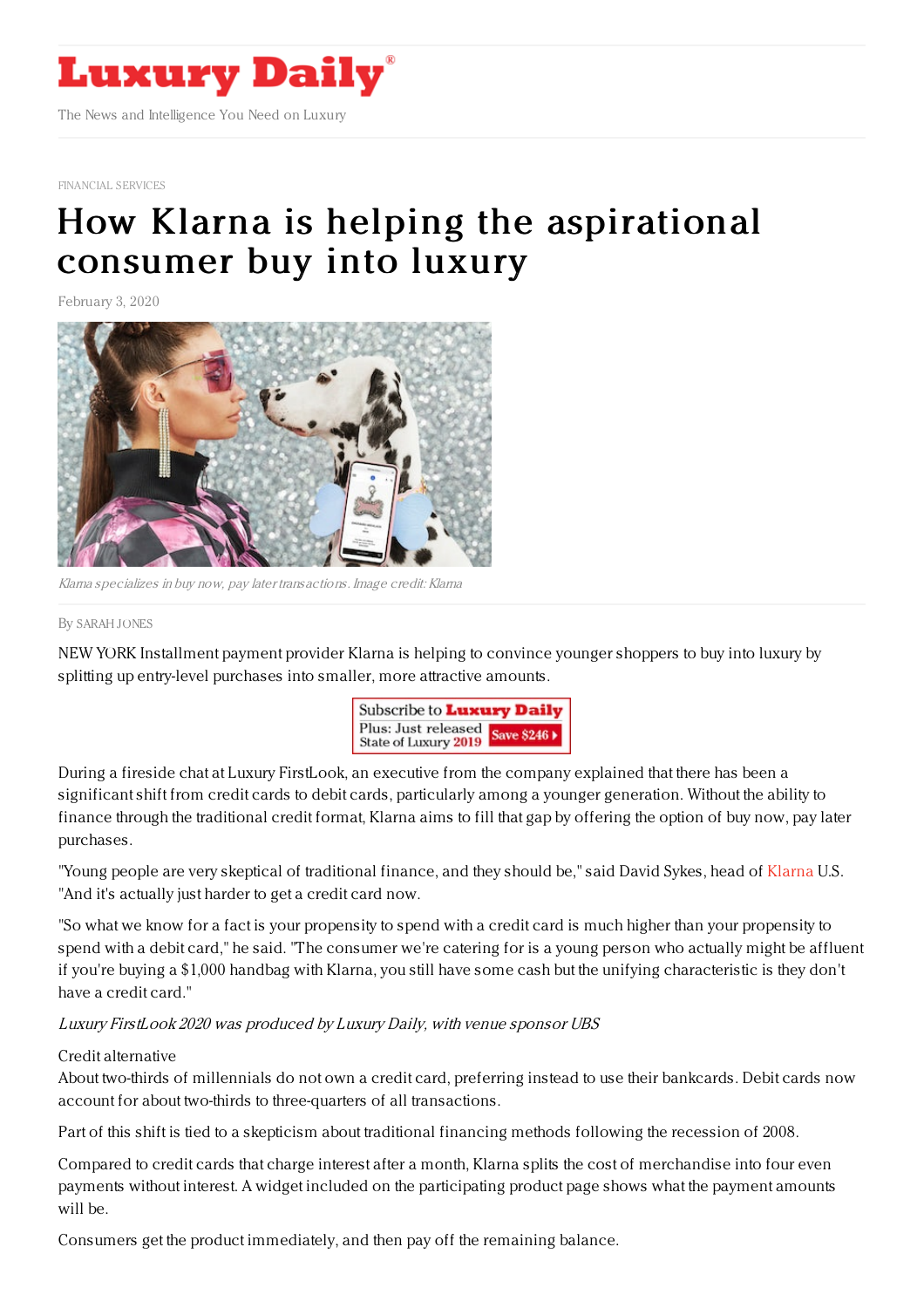# Luxury Daily

The News and Intelligence You Need on Luxury

FINANCIAL SERVICES

# How Klarna is helping the aspirational consumer buy into luxury

February 3, 2020

*Klarna specializes in buy now, pay later transactions. Image credit: Klarna*

By SARAH JONES

NEW YORK Installment payment provider Klarna is helping to convince younger shoppers to buy into luxury by splitting up entry-level purchases into smaller, more attractive amounts.

During a fireside chat at Luxury FirstLook, an executive from the company explained that there has been a significant shift from credit cards to debit cards, particularly among a younger generation. Without the ability to finance through the traditional credit format, Klarna aims to fill that gap by offering the option of buy now, pay later purchases.

"Young people are very skeptical of traditional finance, and they should be," said David Sykes, head of Klarna U.S. "And it's actually just harder to get a credit card now.

"So what we know for a fact is your propensity to spend with a credit card is much higher than your propensity to spend with a debit card," he said. "The consumer we're catering for is a young person who actually might be affluent if you're buying a $1,000 handbag with Klarna, you still have some cash but the unifying characteristic is they don't have a credit card."

*Luxury FirstLook 2020 was produced by Luxury Daily, with venue sponsor UBS*

Credit alternative

About two-thirds of millennials do not own a credit card, preferring instead to use their bankcards. Debit cards now account for about two-thirds to three-quarters of all transactions.

Part of this shift is tied to a skepticism about traditional financing methods following the recession of 2008.

Compared to credit cards that charge interest after a month, Klarna splits the cost of merchandise into four even payments without interest. A widget included on the participating product page shows what the payment amounts will be.

Consumers get the product immediately, and then pay off the remaining balance.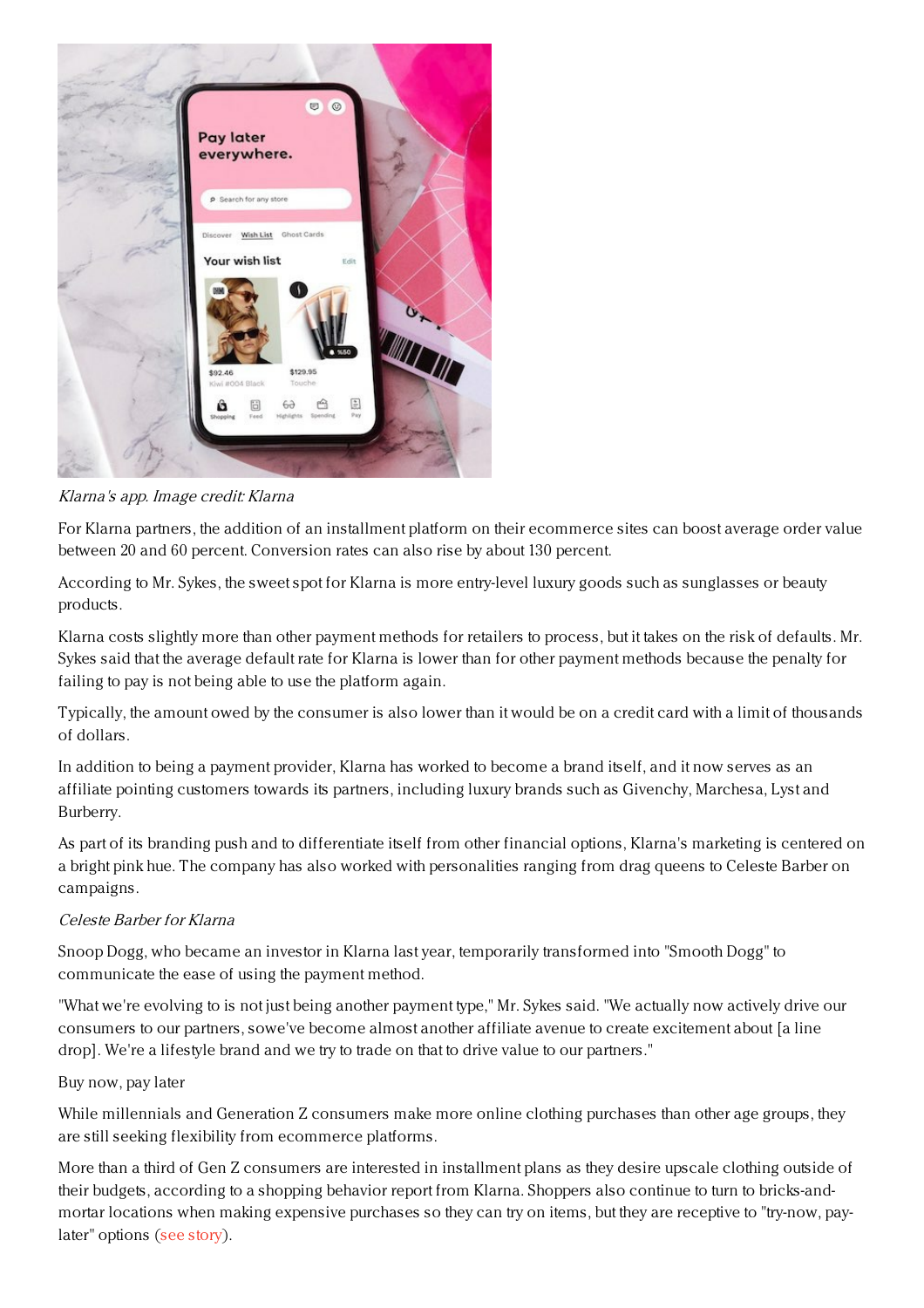*Klarna's app. Image credit: Klarna*

For Klarna partners, the addition of an installment platform on their ecommerce sites can boost average order value between 20 and 60 percent. Conversion rates can also rise by about 130 percent.

According to Mr. Sykes, the sweet spot for Klarna is more entry-level luxury goods such as sunglasses or beauty products.

Klarna costs slightly more than other payment methods for retailers to process, but it takes on the risk of defaults. Mr. Sykes said that the average default rate for Klarna is lower than for other payment methods because the penalty for failing to pay is not being able to use the platform again.

Typically, the amount owed by the consumer is also lower than it would be on a credit card with a limit of thousands of dollars.

In addition to being a payment provider, Klarna has worked to become a brand itself, and it now serves as an affiliate pointing customers towards its partners, including luxury brands such as Givenchy, Marchesa, Lyst and Burberry.

As part of its branding push and to differentiate itself from other financial options, Klarna's marketing is centered on a bright pink hue. The company has also worked with personalities ranging from drag queens to Celeste Barber on campaigns.

*Celeste Barber for Klarna*

Snoop Dogg, who became an investor in Klarna last year, temporarily transformed into "Smooth Dogg" to communicate the ease of using the payment method.

"What we're evolving to is not just being another payment type," Mr. Sykes said. "We actually now actively drive our consumers to our partners, so we've become almost another affiliate avenue to create excitement about [a line drop]. We're a lifestyle brand and we try to trade on that to drive value to our partners."

Buy now, pay later

While millennials and Generation Z consumers make more online clothing purchases than other age groups, they are still seeking flexibility from ecommerce platforms.

More than a third of Gen Z consumers are interested in installment plans as they desire upscale clothing outside of their budgets, according to a shopping behavior report from Klarna. Shoppers also continue to turn to bricks-and-mortar locations when making expensive purchases so they can try on items, but they are receptive to "try-now, pay-later" options (see story).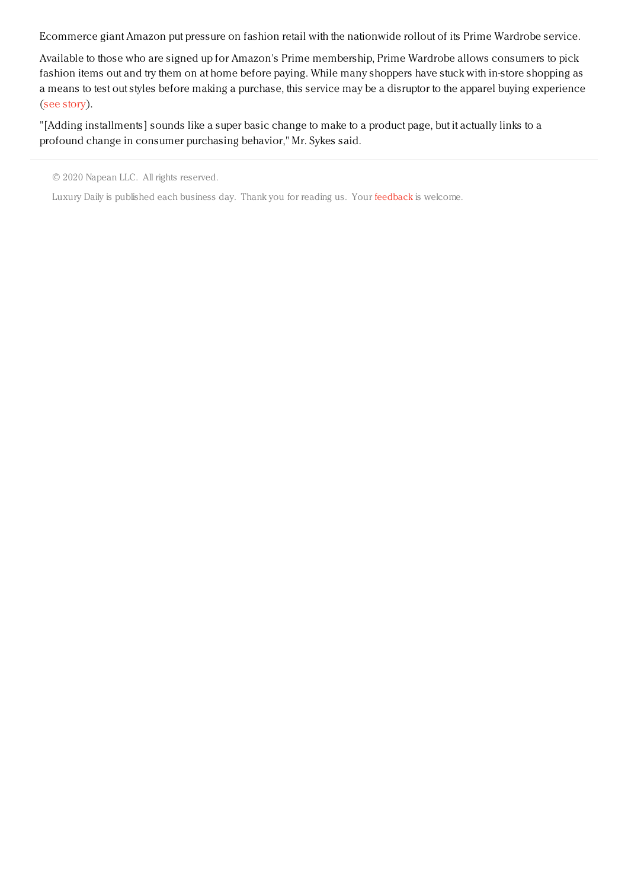Ecommerce giant Amazon put pressure on fashion retail with the nationwide rollout of its Prime Wardrobe service.

Available to those who are signed up for Amazon's Prime membership, Prime Wardrobe allows consumers to pick fashion items out and try them on at home before paying. While many shoppers have stuck with in-store shopping as a means to test out styles before making a purchase, this service may be a disruptor to the apparel buying experience (see story).

"[Adding installments] sounds like a super basic change to make to a product page, but it actually links to a profound change in consumer purchasing behavior," Mr. Sykes said.

© 2020 Napean LLC. All rights reserved.

Luxury Daily is published each business day. Thank you for reading us. Your feedback is welcome.